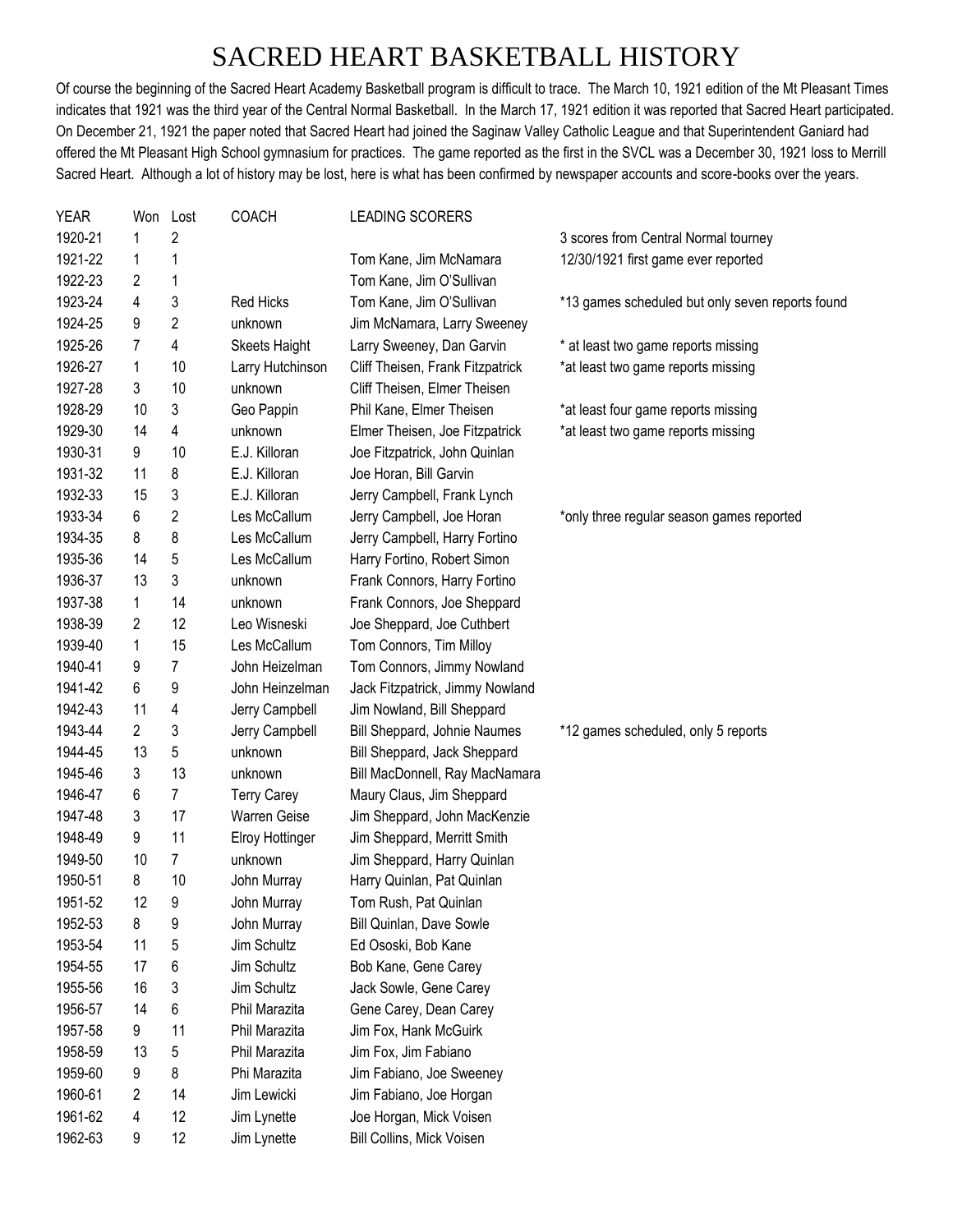# SACRED HEART BASKETBALL HISTORY

Of course the beginning of the Sacred Heart Academy Basketball program is difficult to trace. The March 10, 1921 edition of the Mt Pleasant Times indicates that 1921 was the third year of the Central Normal Basketball. In the March 17, 1921 edition it was reported that Sacred Heart participated. On December 21, 1921 the paper noted that Sacred Heart had joined the Saginaw Valley Catholic League and that Superintendent Ganiard had offered the Mt Pleasant High School gymnasium for practices. The game reported as the first in the SVCL was a December 30, 1921 loss to Merrill Sacred Heart. Although a lot of history may be lost, here is what has been confirmed by newspaper accounts and score-books over the years.

| YEAR | Won | Lost | COACH | LEADING SCORERS | |
|---|---|---|---|---|---|
| 1920-21 | 1 | 2 | | | 3 scores from Central Normal tourney |
| 1921-22 | 1 | 1 | | Tom Kane, Jim McNamara | 12/30/1921 first game ever reported |
| 1922-23 | 2 | 1 | | Tom Kane, Jim O'Sullivan | |
| 1923-24 | 4 | 3 | Red Hicks | Tom Kane, Jim O'Sullivan | *13 games scheduled but only seven reports found |
| 1924-25 | 9 | 2 | unknown | Jim McNamara, Larry Sweeney | |
| 1925-26 | 7 | 4 | Skeets Haight | Larry Sweeney, Dan Garvin | * at least two game reports missing |
| 1926-27 | 1 | 10 | Larry Hutchinson | Cliff Theisen, Frank Fitzpatrick | *at least two game reports missing |
| 1927-28 | 3 | 10 | unknown | Cliff Theisen, Elmer Theisen | |
| 1928-29 | 10 | 3 | Geo Pappin | Phil Kane, Elmer Theisen | *at least four game reports missing |
| 1929-30 | 14 | 4 | unknown | Elmer Theisen, Joe Fitzpatrick | *at least two game reports missing |
| 1930-31 | 9 | 10 | E.J. Killoran | Joe Fitzpatrick, John Quinlan | |
| 1931-32 | 11 | 8 | E.J. Killoran | Joe Horan, Bill Garvin | |
| 1932-33 | 15 | 3 | E.J. Killoran | Jerry Campbell, Frank Lynch | |
| 1933-34 | 6 | 2 | Les McCallum | Jerry Campbell, Joe Horan | *only three regular season games reported |
| 1934-35 | 8 | 8 | Les McCallum | Jerry Campbell, Harry Fortino | |
| 1935-36 | 14 | 5 | Les McCallum | Harry Fortino, Robert Simon | |
| 1936-37 | 13 | 3 | unknown | Frank Connors, Harry Fortino | |
| 1937-38 | 1 | 14 | unknown | Frank Connors, Joe Sheppard | |
| 1938-39 | 2 | 12 | Leo Wisneski | Joe Sheppard, Joe Cuthbert | |
| 1939-40 | 1 | 15 | Les McCallum | Tom Connors, Tim Milloy | |
| 1940-41 | 9 | 7 | John Heizelman | Tom Connors, Jimmy Nowland | |
| 1941-42 | 6 | 9 | John Heinzelman | Jack Fitzpatrick, Jimmy Nowland | |
| 1942-43 | 11 | 4 | Jerry Campbell | Jim Nowland, Bill Sheppard | |
| 1943-44 | 2 | 3 | Jerry Campbell | Bill Sheppard, Johnie Naumes | *12 games scheduled, only 5 reports |
| 1944-45 | 13 | 5 | unknown | Bill Sheppard, Jack Sheppard | |
| 1945-46 | 3 | 13 | unknown | Bill MacDonnell, Ray MacNamara | |
| 1946-47 | 6 | 7 | Terry Carey | Maury Claus, Jim Sheppard | |
| 1947-48 | 3 | 17 | Warren Geise | Jim Sheppard, John MacKenzie | |
| 1948-49 | 9 | 11 | Elroy Hottinger | Jim Sheppard, Merritt Smith | |
| 1949-50 | 10 | 7 | unknown | Jim Sheppard, Harry Quinlan | |
| 1950-51 | 8 | 10 | John Murray | Harry Quinlan, Pat Quinlan | |
| 1951-52 | 12 | 9 | John Murray | Tom Rush, Pat Quinlan | |
| 1952-53 | 8 | 9 | John Murray | Bill Quinlan, Dave Sowle | |
| 1953-54 | 11 | 5 | Jim Schultz | Ed Ososki, Bob Kane | |
| 1954-55 | 17 | 6 | Jim Schultz | Bob Kane, Gene Carey | |
| 1955-56 | 16 | 3 | Jim Schultz | Jack Sowle, Gene Carey | |
| 1956-57 | 14 | 6 | Phil Marazita | Gene Carey, Dean Carey | |
| 1957-58 | 9 | 11 | Phil Marazita | Jim Fox, Hank McGuirk | |
| 1958-59 | 13 | 5 | Phil Marazita | Jim Fox, Jim Fabiano | |
| 1959-60 | 9 | 8 | Phi Marazita | Jim Fabiano, Joe Sweeney | |
| 1960-61 | 2 | 14 | Jim Lewicki | Jim Fabiano, Joe Horgan | |
| 1961-62 | 4 | 12 | Jim Lynette | Joe Horgan, Mick Voisen | |
| 1962-63 | 9 | 12 | Jim Lynette | Bill Collins, Mick Voisen | |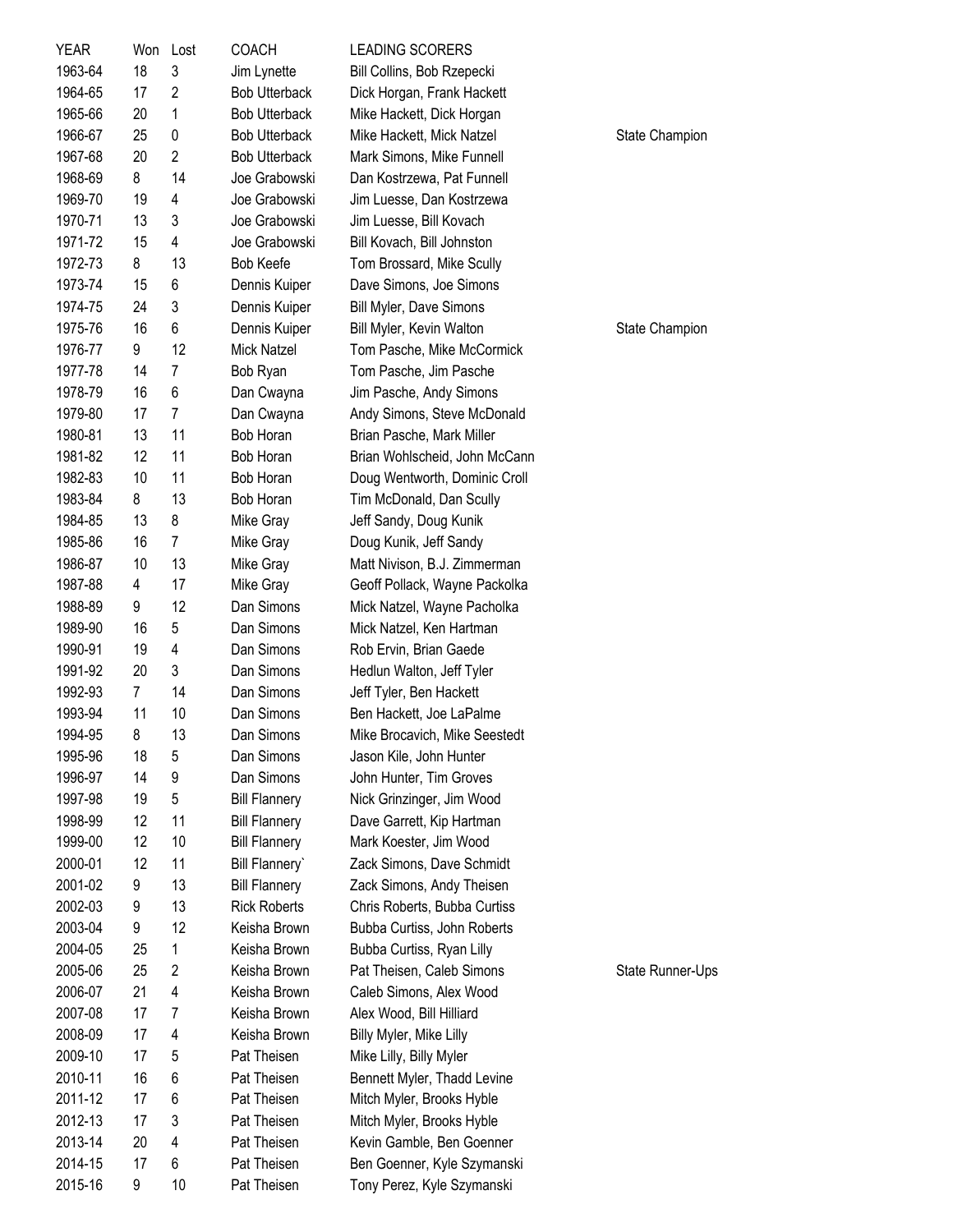| YEAR | Won | Lost | COACH | LEADING SCORERS | |
|---|---|---|---|---|---|
| 1963-64 | 18 | 3 | Jim Lynette | Bill Collins, Bob Rzepecki | |
| 1964-65 | 17 | 2 | Bob Utterback | Dick Horgan, Frank Hackett | |
| 1965-66 | 20 | 1 | Bob Utterback | Mike Hackett, Dick Horgan | |
| 1966-67 | 25 | 0 | Bob Utterback | Mike Hackett, Mick Natzel | State Champion |
| 1967-68 | 20 | 2 | Bob Utterback | Mark Simons, Mike Funnell | |
| 1968-69 | 8 | 14 | Joe Grabowski | Dan Kostrzewa, Pat Funnell | |
| 1969-70 | 19 | 4 | Joe Grabowski | Jim Luesse, Dan Kostrzewa | |
| 1970-71 | 13 | 3 | Joe Grabowski | Jim Luesse, Bill Kovach | |
| 1971-72 | 15 | 4 | Joe Grabowski | Bill Kovach, Bill Johnston | |
| 1972-73 | 8 | 13 | Bob Keefe | Tom Brossard, Mike Scully | |
| 1973-74 | 15 | 6 | Dennis Kuiper | Dave Simons, Joe Simons | |
| 1974-75 | 24 | 3 | Dennis Kuiper | Bill Myler, Dave Simons | |
| 1975-76 | 16 | 6 | Dennis Kuiper | Bill Myler, Kevin Walton | State Champion |
| 1976-77 | 9 | 12 | Mick Natzel | Tom Pasche, Mike McCormick | |
| 1977-78 | 14 | 7 | Bob Ryan | Tom Pasche, Jim Pasche | |
| 1978-79 | 16 | 6 | Dan Cwayna | Jim Pasche, Andy Simons | |
| 1979-80 | 17 | 7 | Dan Cwayna | Andy Simons, Steve McDonald | |
| 1980-81 | 13 | 11 | Bob Horan | Brian Pasche, Mark Miller | |
| 1981-82 | 12 | 11 | Bob Horan | Brian Wohlscheid, John McCann | |
| 1982-83 | 10 | 11 | Bob Horan | Doug Wentworth, Dominic Croll | |
| 1983-84 | 8 | 13 | Bob Horan | Tim McDonald, Dan Scully | |
| 1984-85 | 13 | 8 | Mike Gray | Jeff Sandy, Doug Kunik | |
| 1985-86 | 16 | 7 | Mike Gray | Doug Kunik, Jeff Sandy | |
| 1986-87 | 10 | 13 | Mike Gray | Matt Nivison, B.J. Zimmerman | |
| 1987-88 | 4 | 17 | Mike Gray | Geoff Pollack, Wayne Packolka | |
| 1988-89 | 9 | 12 | Dan Simons | Mick Natzel, Wayne Pacholka | |
| 1989-90 | 16 | 5 | Dan Simons | Mick Natzel, Ken Hartman | |
| 1990-91 | 19 | 4 | Dan Simons | Rob Ervin, Brian Gaede | |
| 1991-92 | 20 | 3 | Dan Simons | Hedlun Walton, Jeff Tyler | |
| 1992-93 | 7 | 14 | Dan Simons | Jeff Tyler, Ben Hackett | |
| 1993-94 | 11 | 10 | Dan Simons | Ben Hackett, Joe LaPalme | |
| 1994-95 | 8 | 13 | Dan Simons | Mike Brocavich, Mike Seestedt | |
| 1995-96 | 18 | 5 | Dan Simons | Jason Kile, John Hunter | |
| 1996-97 | 14 | 9 | Dan Simons | John Hunter, Tim Groves | |
| 1997-98 | 19 | 5 | Bill Flannery | Nick Grinzinger, Jim Wood | |
| 1998-99 | 12 | 11 | Bill Flannery | Dave Garrett, Kip Hartman | |
| 1999-00 | 12 | 10 | Bill Flannery | Mark Koester, Jim Wood | |
| 2000-01 | 12 | 11 | Bill Flannery` | Zack Simons, Dave Schmidt | |
| 2001-02 | 9 | 13 | Bill Flannery | Zack Simons, Andy Theisen | |
| 2002-03 | 9 | 13 | Rick Roberts | Chris Roberts, Bubba Curtiss | |
| 2003-04 | 9 | 12 | Keisha Brown | Bubba Curtiss, John Roberts | |
| 2004-05 | 25 | 1 | Keisha Brown | Bubba Curtiss, Ryan Lilly | |
| 2005-06 | 25 | 2 | Keisha Brown | Pat Theisen, Caleb Simons | State Runner-Ups |
| 2006-07 | 21 | 4 | Keisha Brown | Caleb Simons, Alex Wood | |
| 2007-08 | 17 | 7 | Keisha Brown | Alex Wood, Bill Hilliard | |
| 2008-09 | 17 | 4 | Keisha Brown | Billy Myler, Mike Lilly | |
| 2009-10 | 17 | 5 | Pat Theisen | Mike Lilly, Billy Myler | |
| 2010-11 | 16 | 6 | Pat Theisen | Bennett Myler, Thadd Levine | |
| 2011-12 | 17 | 6 | Pat Theisen | Mitch Myler, Brooks Hyble | |
| 2012-13 | 17 | 3 | Pat Theisen | Mitch Myler, Brooks Hyble | |
| 2013-14 | 20 | 4 | Pat Theisen | Kevin Gamble, Ben Goenner | |
| 2014-15 | 17 | 6 | Pat Theisen | Ben Goenner, Kyle Szymanski | |
| 2015-16 | 9 | 10 | Pat Theisen | Tony Perez, Kyle Szymanski | |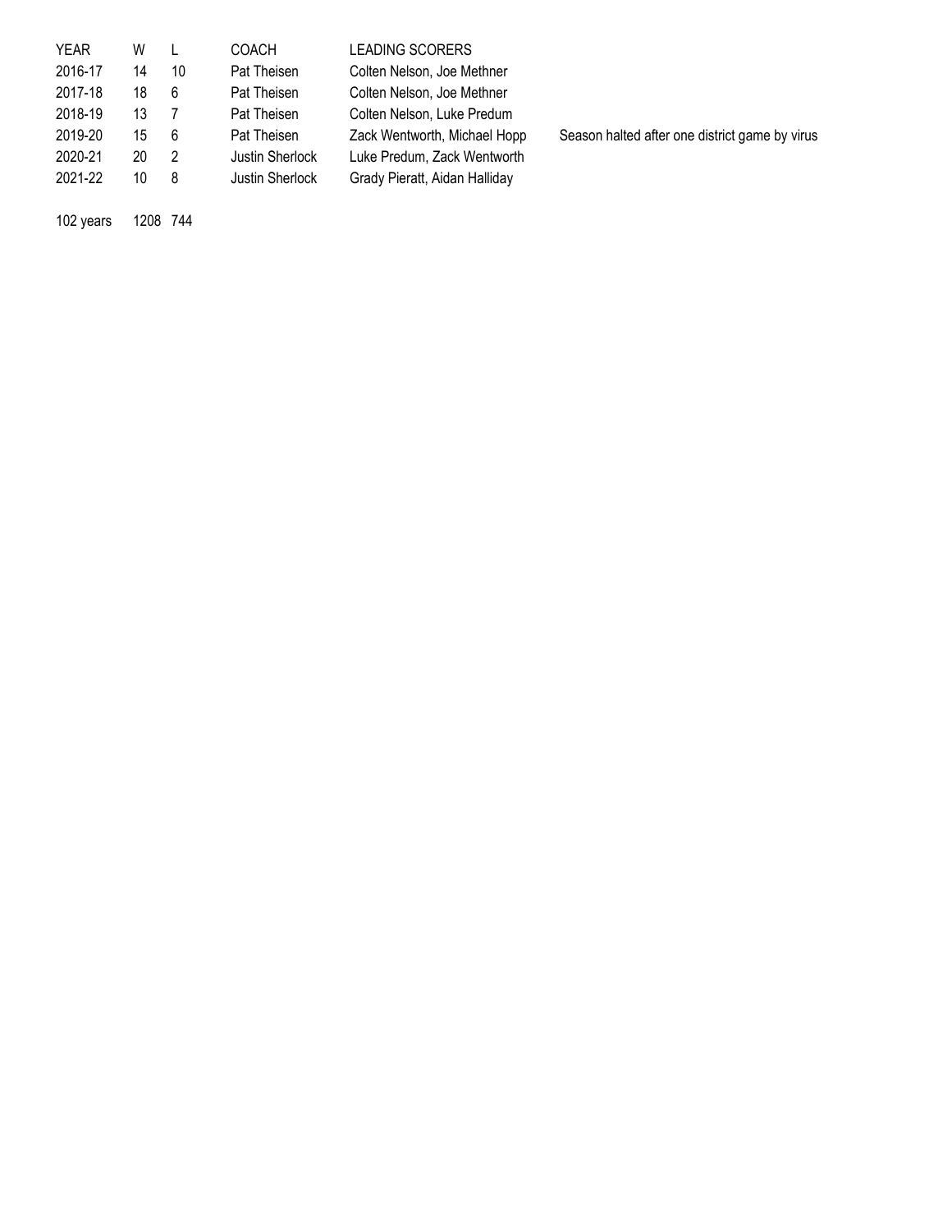| YEAR | W | L | COACH | LEADING SCORERS | |
|---|---|---|---|---|---|
| 2016-17 | 14 | 10 | Pat Theisen | Colten Nelson, Joe Methner | |
| 2017-18 | 18 | 6 | Pat Theisen | Colten Nelson, Joe Methner | |
| 2018-19 | 13 | 7 | Pat Theisen | Colten Nelson, Luke Predum | |
| 2019-20 | 15 | 6 | Pat Theisen | Zack Wentworth, Michael Hopp | Season halted after one district game by virus |
| 2020-21 | 20 | 2 | Justin Sherlock | Luke Predum, Zack Wentworth | |
| 2021-22 | 10 | 8 | Justin Sherlock | Grady Pieratt, Aidan Halliday | |
| | | | | | |
| 102 years | 1208 | 744 | | | |